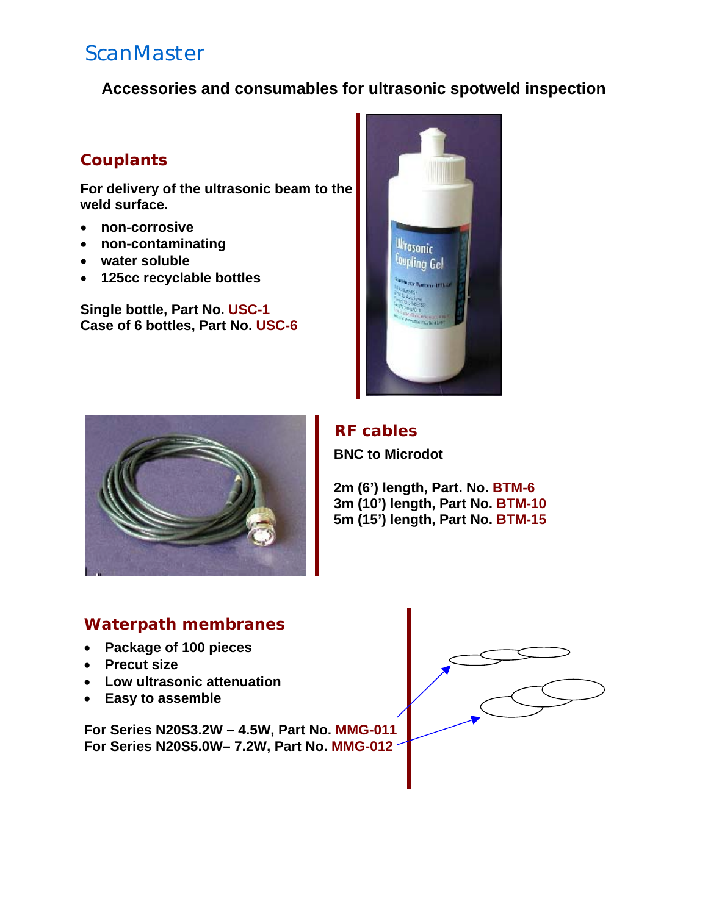# ScanMaster

## Accessories and consumables for ultrasonic spotweld inspection

### Couplants

**For delivery of the ultrasonic beam to the weld surface.**

- **non-corrosive**
- **non-contaminating**
- **water soluble**
- **125cc recyclable bottles**

**Single bottle, Part No. USC-1**
**Case of 6 bottles, Part No. USC-6**

### RF cables

**BNC to Microdot**

**2m (6') length, Part. No. BTM-6**
**3m (10') length, Part No. BTM-10**
**5m (15') length, Part No. BTM-15**

### Waterpath membranes

- **Package of 100 pieces**
- **Precut size**
- **Low ultrasonic attenuation**
- **Easy to assemble**

**For Series N20S3.2W – 4.5W, Part No. MMG-011**
**For Series N20S5.0W– 7.2W, Part No. MMG-012**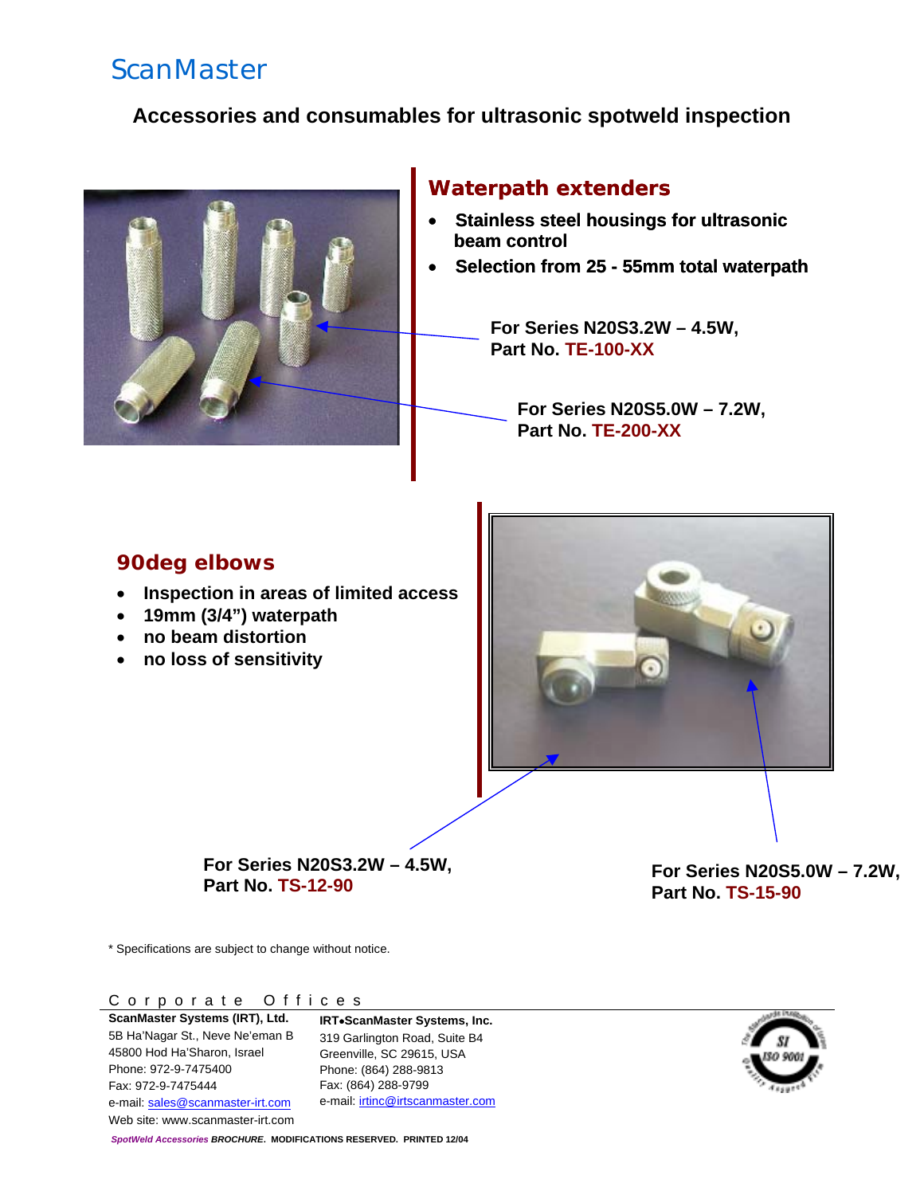# ScanMaster

## Accessories and consumables for ultrasonic spotweld inspection

### Waterpath extenders

- **Stainless steel housings for ultrasonic beam control**
- **Selection from 25 - 55mm total waterpath**

**For Series N20S3.2W – 4.5W, Part No. TE-100-XX**

**For Series N20S5.0W – 7.2W, Part No. TE-200-XX**

### 90deg elbows

- **Inspection in areas of limited access**
- **19mm (3/4”) waterpath**
- **no beam distortion**
- **no loss of sensitivity**

**For Series N20S3.2W – 4.5W, Part No. TS-12-90**

**For Series N20S5.0W – 7.2W, Part No. TS-15-90**

* Specifications are subject to change without notice.

Corporate Offices

**ScanMaster Systems (IRT), Ltd.**
5B Ha'Nagar St., Neve Ne'eman B
45800 Hod Ha'Sharon, Israel
Phone: 972-9-7475400
Fax: 972-9-7475444
e-mail: sales@scanmaster-irt.com
Web site: www.scanmaster-irt.com

**IRT•ScanMaster Systems, Inc.**
319 Garlington Road, Suite B4
Greenville, SC 29615, USA
Phone: (864) 288-9813
Fax: (864) 288-9799
e-mail: irtinc@irtscanmaster.com

*SpotWeld Accessories* ***BROCHURE***. **MODIFICATIONS RESERVED. PRINTED 12/04**